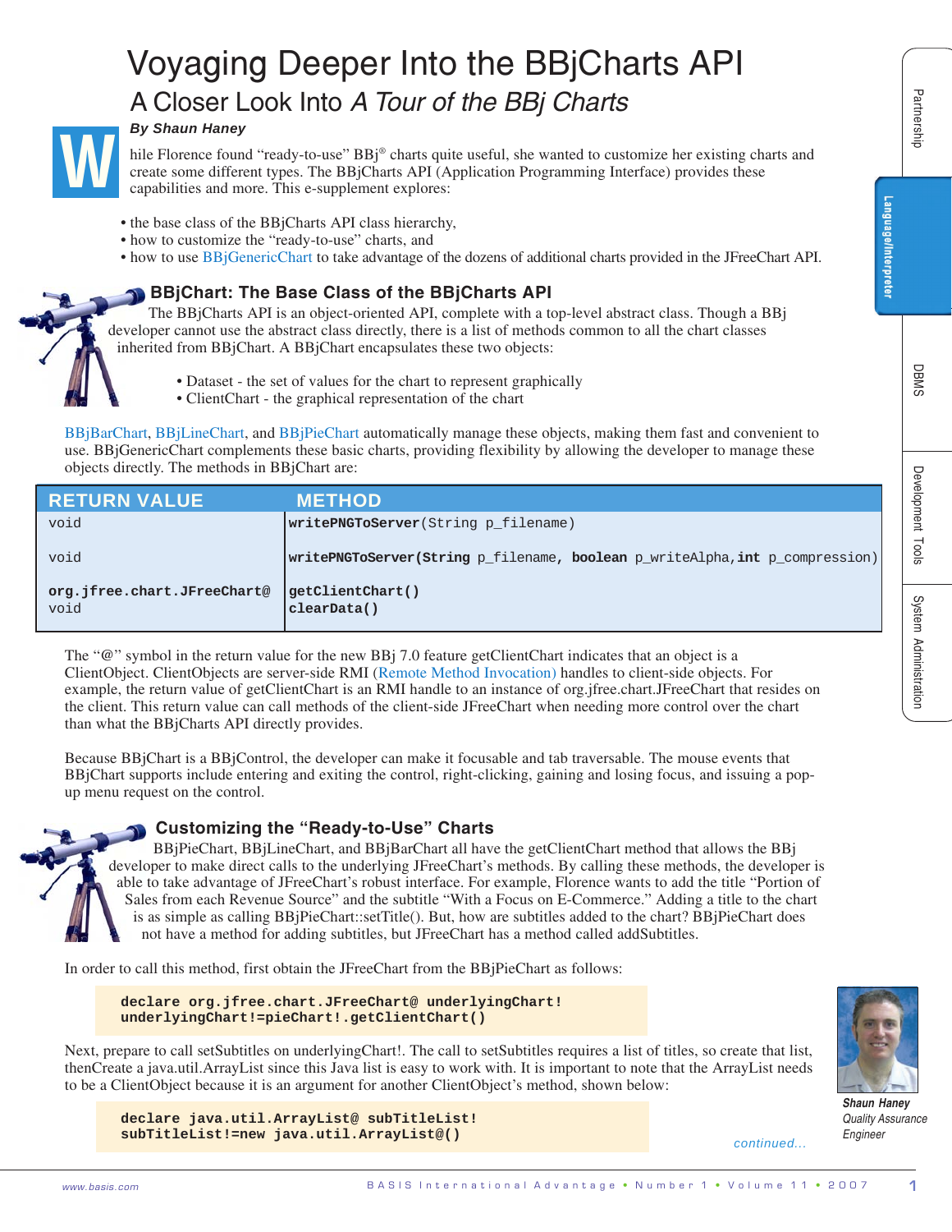# Voyaging Deeper Into the BBjCharts API

## A Closer Look Into *A Tour of the BBj Charts*

***By Shaun Haney***

While Florence found "ready-to-use" BBj® charts quite useful, she wanted to customize her existing charts and create some different types. The BBjCharts API (Application Programming Interface) provides these capabilities and more. This e-supplement explores:

- the base class of the BBjCharts API class hierarchy,
- how to customize the "ready-to-use" charts, and
- how to use BBjGenericChart to take advantage of the dozens of additional charts provided in the JFreeChart API.

### BBjChart: The Base Class of the BBjCharts API

The BBjCharts API is an object-oriented API, complete with a top-level abstract class. Though a BBj developer cannot use the abstract class directly, there is a list of methods common to all the chart classes inherited from BBjChart. A BBjChart encapsulates these two objects:

- Dataset - the set of values for the chart to represent graphically
- ClientChart - the graphical representation of the chart

BBjBarChart, BBjLineChart, and BBjPieChart automatically manage these objects, making them fast and convenient to use. BBjGenericChart complements these basic charts, providing flexibility by allowing the developer to manage these objects directly. The methods in BBjChart are:

| RETURN VALUE | METHOD |
| --- | --- |
| void | **writePNGToServer**(String p_filename) |
| void | **writePNGToServer(String** p_filename, **boolean** p_writeAlpha, **int** p_compression) |
| **org.jfree.chart.JFreeChart@** | **getClientChart()** |
| void | **clearData()** |

The "@" symbol in the return value for the new BBj 7.0 feature getClientChart indicates that an object is a ClientObject. ClientObjects are server-side RMI (Remote Method Invocation) handles to client-side objects. For example, the return value of getClientChart is an RMI handle to an instance of org.jfree.chart.JFreeChart that resides on the client. This return value can call methods of the client-side JFreeChart when needing more control over the chart than what the BBjCharts API directly provides.

Because BBjChart is a BBjControl, the developer can make it focusable and tab traversable. The mouse events that BBjChart supports include entering and exiting the control, right-clicking, gaining and losing focus, and issuing a pop-up menu request on the control.

### Customizing the "Ready-to-Use" Charts

BBjPieChart, BBjLineChart, and BBjBarChart all have the getClientChart method that allows the BBj developer to make direct calls to the underlying JFreeChart's methods. By calling these methods, the developer is able to take advantage of JFreeChart's robust interface. For example, Florence wants to add the title "Portion of Sales from each Revenue Source" and the subtitle "With a Focus on E-Commerce." Adding a title to the chart is as simple as calling BBjPieChart::setTitle(). But, how are subtitles added to the chart? BBjPieChart does not have a method for adding subtitles, but JFreeChart has a method called addSubtitles.

In order to call this method, first obtain the JFreeChart from the BBjPieChart as follows:

```
declare org.jfree.chart.JFreeChart@ underlyingChart!
underlyingChart!=pieChart!.getClientChart()
```

Next, prepare to call setSubtitles on underlyingChart!. The call to setSubtitles requires a list of titles, so create that list, thenCreate a java.util.ArrayList since this Java list is easy to work with. It is important to note that the ArrayList needs to be a ClientObject because it is an argument for another ClientObject's method, shown below:

```
declare java.util.ArrayList@ subTitleList!
subTitleList!=new java.util.ArrayList@()
```

***Shaun Haney***
*Quality Assurance Engineer*

*continued...*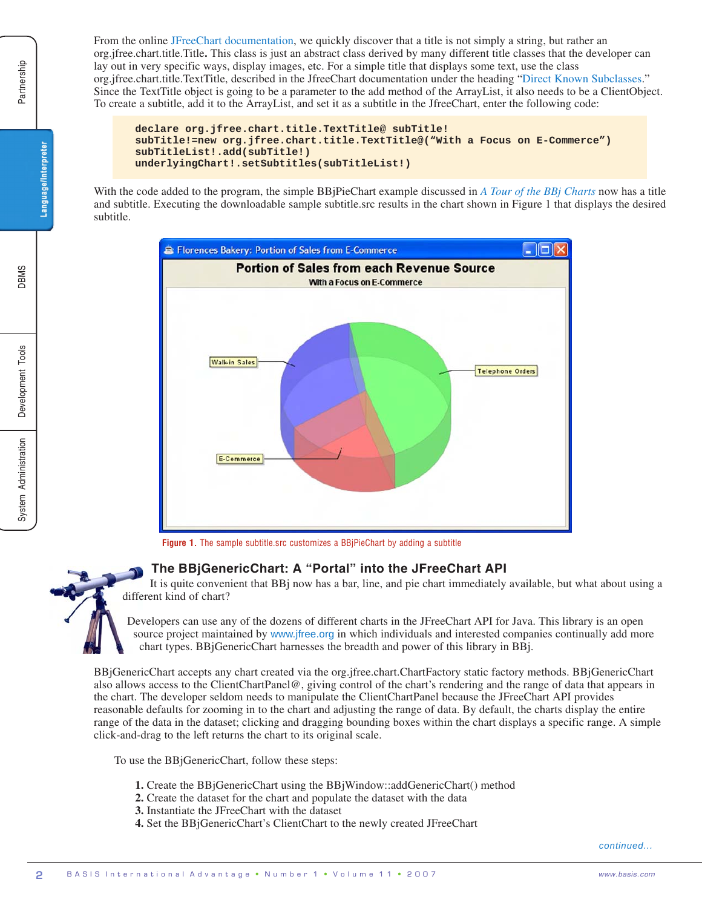From the online JFreeChart documentation, we quickly discover that a title is not simply a string, but rather an org.jfree.chart.title.Title**.** This class is just an abstract class derived by many different title classes that the developer can lay out in very specific ways, display images, etc. For a simple title that displays some text, use the class org.jfree.chart.title.TextTitle, described in the JfreeChart documentation under the heading "Direct Known Subclasses." Since the TextTitle object is going to be a parameter to the add method of the ArrayList, it also needs to be a ClientObject. To create a subtitle, add it to the ArrayList, and set it as a subtitle in the JfreeChart, enter the following code:

```
declare org.jfree.chart.title.TextTitle@ subTitle!
subTitle!=new org.jfree.chart.title.TextTitle@("With a Focus on E-Commerce")
subTitleList!.add(subTitle!)
underlyingChart!.setSubtitles(subTitleList!)
```

With the code added to the program, the simple BBjPieChart example discussed in *A Tour of the BBj Charts* now has a title and subtitle. Executing the downloadable sample subtitle.src results in the chart shown in Figure 1 that displays the desired subtitle.

**Figure 1.** The sample subtitle.src customizes a BBjPieChart by adding a subtitle

## The BBjGenericChart: A "Portal" into the JFreeChart API

It is quite convenient that BBj now has a bar, line, and pie chart immediately available, but what about using a different kind of chart?

Developers can use any of the dozens of different charts in the JFreeChart API for Java. This library is an open source project maintained by www.jfree.org in which individuals and interested companies continually add more chart types. BBjGenericChart harnesses the breadth and power of this library in BBj.

BBjGenericChart accepts any chart created via the org.jfree.chart.ChartFactory static factory methods. BBjGenericChart also allows access to the ClientChartPanel@, giving control of the chart's rendering and the range of data that appears in the chart. The developer seldom needs to manipulate the ClientChartPanel because the JFreeChart API provides reasonable defaults for zooming in to the chart and adjusting the range of data. By default, the charts display the entire range of the data in the dataset; clicking and dragging bounding boxes within the chart displays a specific range. A simple click-and-drag to the left returns the chart to its original scale.

To use the BBjGenericChart, follow these steps:

1. Create the BBjGenericChart using the BBjWindow::addGenericChart() method
2. Create the dataset for the chart and populate the dataset with the data
3. Instantiate the JFreeChart with the dataset
4. Set the BBjGenericChart's ClientChart to the newly created JFreeChart

*continued...*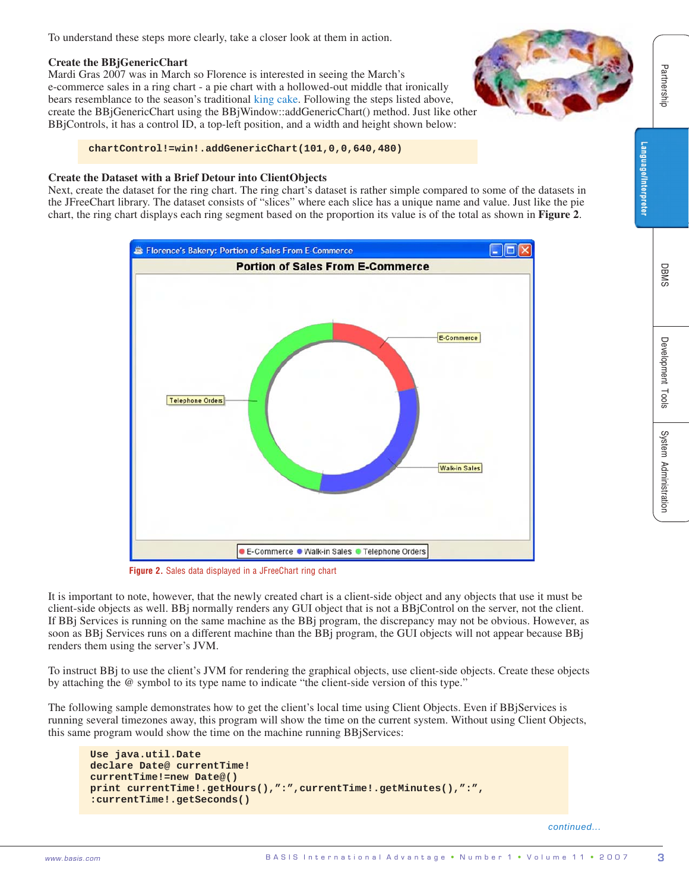To understand these steps more clearly, take a closer look at them in action.

### Create the BBjGenericChart

Mardi Gras 2007 was in March so Florence is interested in seeing the March's e-commerce sales in a ring chart - a pie chart with a hollowed-out middle that ironically bears resemblance to the season's traditional king cake. Following the steps listed above, create the BBjGenericChart using the BBjWindow::addGenericChart() method. Just like other BBjControls, it has a control ID, a top-left position, and a width and height shown below:

```
chartControl!=win!.addGenericChart(101,0,0,640,480)
```

### Create the Dataset with a Brief Detour into ClientObjects

Next, create the dataset for the ring chart. The ring chart's dataset is rather simple compared to some of the datasets in the JFreeChart library. The dataset consists of "slices" where each slice has a unique name and value. Just like the pie chart, the ring chart displays each ring segment based on the proportion its value is of the total as shown in **Figure 2**.

**Figure 2.** Sales data displayed in a JFreeChart ring chart

It is important to note, however, that the newly created chart is a client-side object and any objects that use it must be client-side objects as well. BBj normally renders any GUI object that is not a BBjControl on the server, not the client. If BBj Services is running on the same machine as the BBj program, the discrepancy may not be obvious. However, as soon as BBj Services runs on a different machine than the BBj program, the GUI objects will not appear because BBj renders them using the server's JVM.

To instruct BBj to use the client's JVM for rendering the graphical objects, use client-side objects. Create these objects by attaching the @ symbol to its type name to indicate "the client-side version of this type."

The following sample demonstrates how to get the client's local time using Client Objects. Even if BBjServices is running several timezones away, this program will show the time on the current system. Without using Client Objects, this same program would show the time on the machine running BBjServices:

```
Use java.util.Date
declare Date@ currentTime!
currentTime!=new Date@()
print currentTime!.getHours(),":",currentTime!.getMinutes(),":",
:currentTime!.getSeconds()
```

*continued...*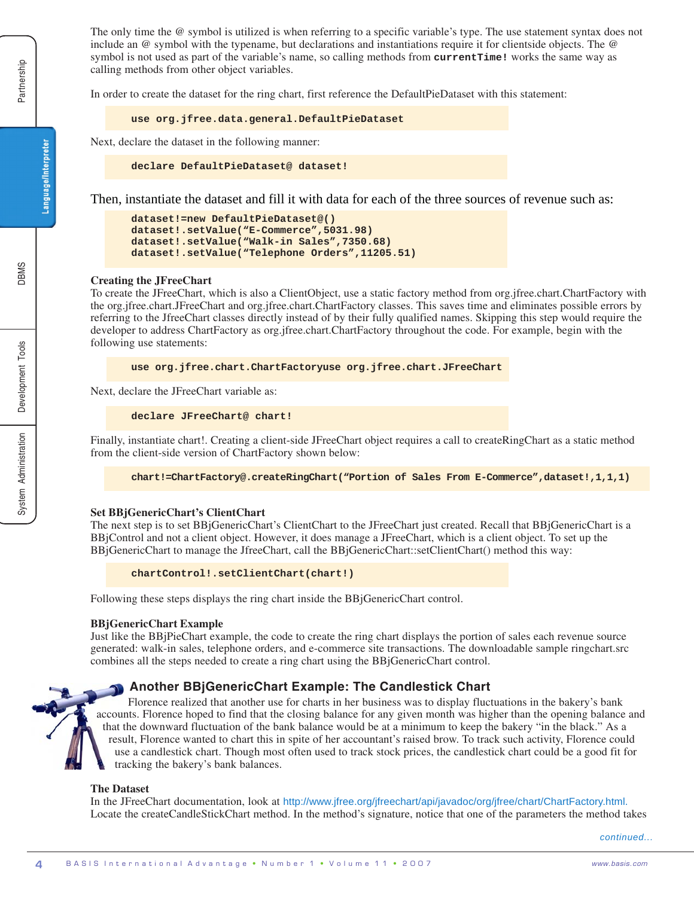The only time the @ symbol is utilized is when referring to a specific variable's type. The use statement syntax does not include an @ symbol with the typename, but declarations and instantiations require it for clientside objects. The @ symbol is not used as part of the variable's name, so calling methods from **`currentTime!`** works the same way as calling methods from other object variables.

In order to create the dataset for the ring chart, first reference the DefaultPieDataset with this statement:

```
use org.jfree.data.general.DefaultPieDataset
```

Next, declare the dataset in the following manner:

```
declare DefaultPieDataset@ dataset!
```

Then, instantiate the dataset and fill it with data for each of the three sources of revenue such as:

```
dataset!=new DefaultPieDataset@()
dataset!.setValue("E-Commerce",5031.98)
dataset!.setValue("Walk-in Sales",7350.68)
dataset!.setValue("Telephone Orders",11205.51)
```

**Creating the JFreeChart**

To create the JFreeChart, which is also a ClientObject, use a static factory method from org.jfree.chart.ChartFactory with the org.jfree.chart.JFreeChart and org.jfree.chart.ChartFactory classes. This saves time and eliminates possible errors by referring to the JfreeChart classes directly instead of by their fully qualified names. Skipping this step would require the developer to address ChartFactory as org.jfree.chart.ChartFactory throughout the code. For example, begin with the following use statements:

```
use org.jfree.chart.ChartFactoryuse org.jfree.chart.JFreeChart
```

Next, declare the JFreeChart variable as:

```
declare JFreeChart@ chart!
```

Finally, instantiate chart!. Creating a client-side JFreeChart object requires a call to createRingChart as a static method from the client-side version of ChartFactory shown below:

```
chart!=ChartFactory@.createRingChart("Portion of Sales From E-Commerce",dataset!,1,1,1)
```

**Set BBjGenericChart's ClientChart**

The next step is to set BBjGenericChart's ClientChart to the JFreeChart just created. Recall that BBjGenericChart is a BBjControl and not a client object. However, it does manage a JFreeChart, which is a client object. To set up the BBjGenericChart to manage the JfreeChart, call the BBjGenericChart::setClientChart() method this way:

```
chartControl!.setClientChart(chart!)
```

Following these steps displays the ring chart inside the BBjGenericChart control.

**BBjGenericChart Example**

Just like the BBjPieChart example, the code to create the ring chart displays the portion of sales each revenue source generated: walk-in sales, telephone orders, and e-commerce site transactions. The downloadable sample ringchart.src combines all the steps needed to create a ring chart using the BBjGenericChart control.

## Another BBjGenericChart Example: The Candlestick Chart

Florence realized that another use for charts in her business was to display fluctuations in the bakery's bank accounts. Florence hoped to find that the closing balance for any given month was higher than the opening balance and that the downward fluctuation of the bank balance would be at a minimum to keep the bakery "in the black." As a result, Florence wanted to chart this in spite of her accountant's raised brow. To track such activity, Florence could use a candlestick chart. Though most often used to track stock prices, the candlestick chart could be a good fit for tracking the bakery's bank balances.

**The Dataset**

In the JFreeChart documentation, look at http://www.jfree.org/jfreechart/api/javadoc/org/jfree/chart/ChartFactory.html. Locate the createCandleStickChart method. In the method's signature, notice that one of the parameters the method takes

*continued...*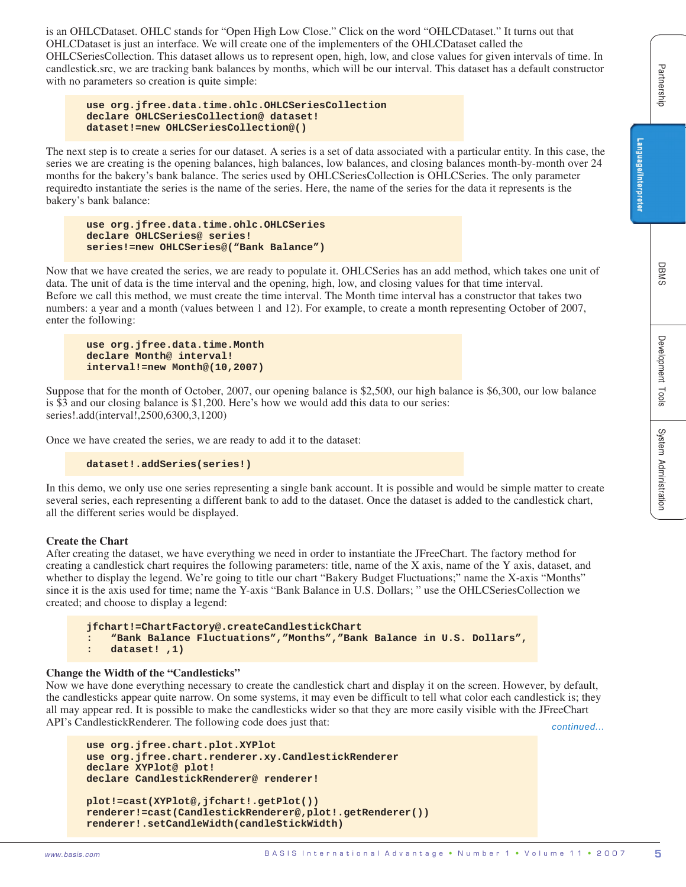is an OHLCDataset. OHLC stands for "Open High Low Close." Click on the word "OHLCDataset." It turns out that OHLCDataset is just an interface. We will create one of the implementers of the OHLCDataset called the OHLCSeriesCollection. This dataset allows us to represent open, high, low, and close values for given intervals of time. In candlestick.src, we are tracking bank balances by months, which will be our interval. This dataset has a default constructor with no parameters so creation is quite simple:

```
use org.jfree.data.time.ohlc.OHLCSeriesCollection
declare OHLCSeriesCollection@ dataset!
dataset!=new OHLCSeriesCollection@()
```

The next step is to create a series for our dataset. A series is a set of data associated with a particular entity. In this case, the series we are creating is the opening balances, high balances, low balances, and closing balances month-by-month over 24 months for the bakery's bank balance. The series used by OHLCSeriesCollection is OHLCSeries. The only parameter requiredto instantiate the series is the name of the series. Here, the name of the series for the data it represents is the bakery's bank balance:

```
use org.jfree.data.time.ohlc.OHLCSeries
declare OHLCSeries@ series!
series!=new OHLCSeries@("Bank Balance")
```

Now that we have created the series, we are ready to populate it. OHLCSeries has an add method, which takes one unit of data. The unit of data is the time interval and the opening, high, low, and closing values for that time interval. Before we call this method, we must create the time interval. The Month time interval has a constructor that takes two numbers: a year and a month (values between 1 and 12). For example, to create a month representing October of 2007, enter the following:

```
use org.jfree.data.time.Month
declare Month@ interval!
interval!=new Month@(10,2007)
```

Suppose that for the month of October, 2007, our opening balance is $2,500, our high balance is $6,300, our low balance is $3 and our closing balance is $1,200. Here's how we would add this data to our series:
series!.add(interval!,2500,6300,3,1200)

Once we have created the series, we are ready to add it to the dataset:

```
dataset!.addSeries(series!)
```

In this demo, we only use one series representing a single bank account. It is possible and would be simple matter to create several series, each representing a different bank to add to the dataset. Once the dataset is added to the candlestick chart, all the different series would be displayed.

**Create the Chart**

After creating the dataset, we have everything we need in order to instantiate the JFreeChart. The factory method for creating a candlestick chart requires the following parameters: title, name of the X axis, name of the Y axis, dataset, and whether to display the legend. We're going to title our chart "Bakery Budget Fluctuations;" name the X-axis "Months" since it is the axis used for time; name the Y-axis "Bank Balance in U.S. Dollars; " use the OHLCSeriesCollection we created; and choose to display a legend:

```
jfchart!=ChartFactory@.createCandlestickChart
:   "Bank Balance Fluctuations","Months","Bank Balance in U.S. Dollars",
:   dataset! ,1)
```

**Change the Width of the "Candlesticks"**

Now we have done everything necessary to create the candlestick chart and display it on the screen. However, by default, the candlesticks appear quite narrow. On some systems, it may even be difficult to tell what color each candlestick is; they all may appear red. It is possible to make the candlesticks wider so that they are more easily visible with the JFreeChart API's CandlestickRenderer. The following code does just that:

```
use org.jfree.chart.plot.XYPlot
use org.jfree.chart.renderer.xy.CandlestickRenderer
declare XYPlot@ plot!
declare CandlestickRenderer@ renderer!

plot!=cast(XYPlot@,jfchart!.getPlot())
renderer!=cast(CandlestickRenderer@,plot!.getRenderer())
renderer!.setCandleWidth(candleStickWidth)
```

*continued...*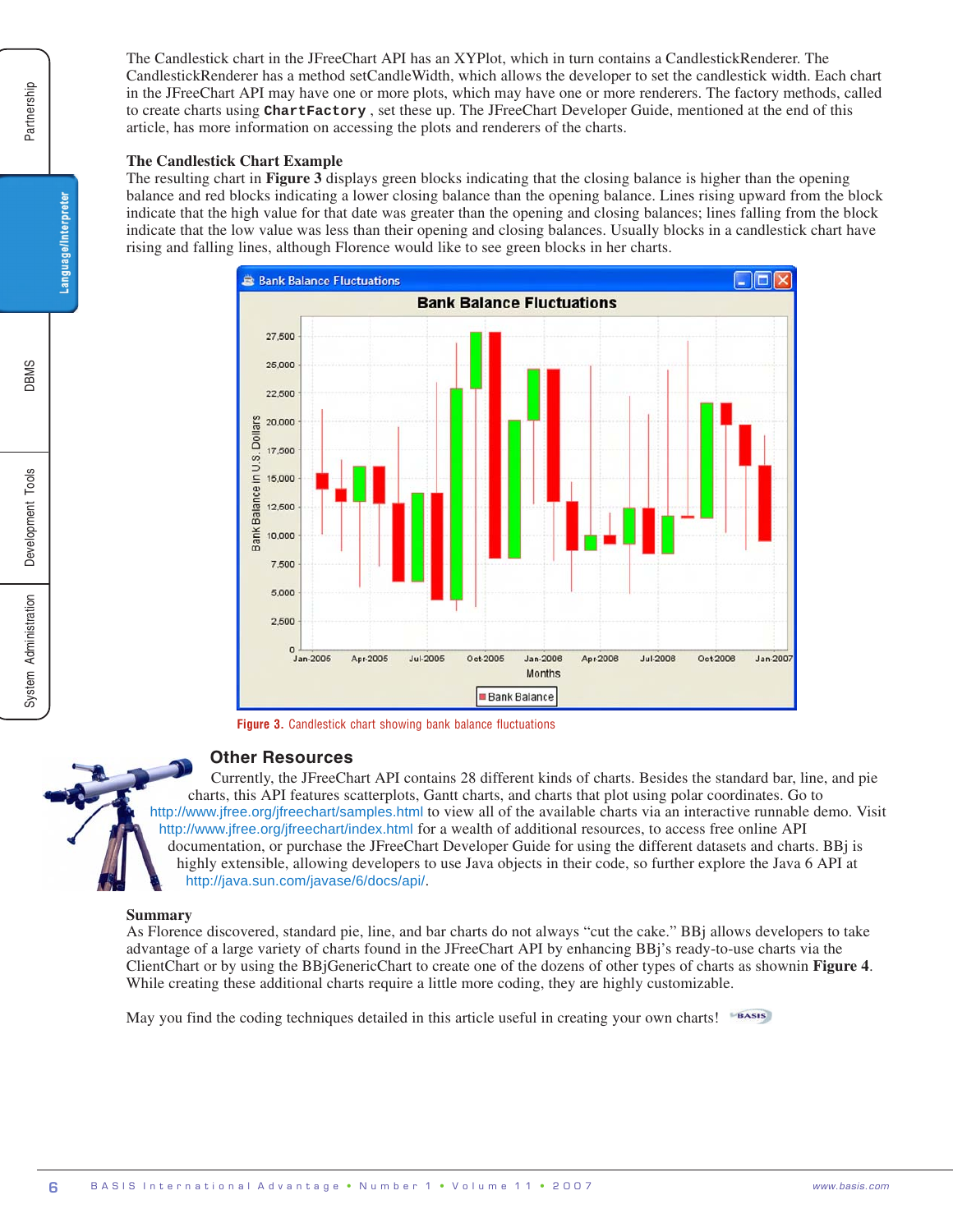The Candlestick chart in the JFreeChart API has an XYPlot, which in turn contains a CandlestickRenderer. The CandlestickRenderer has a method setCandleWidth, which allows the developer to set the candlestick width. Each chart in the JFreeChart API may have one or more plots, which may have one or more renderers. The factory methods, called to create charts using **`ChartFactory`** , set these up. The JFreeChart Developer Guide, mentioned at the end of this article, has more information on accessing the plots and renderers of the charts.

### The Candlestick Chart Example

The resulting chart in **Figure 3** displays green blocks indicating that the closing balance is higher than the opening balance and red blocks indicating a lower closing balance than the opening balance. Lines rising upward from the block indicate that the high value for that date was greater than their opening and closing balances; lines falling from the block indicate that the low value was less than their opening and closing balances. Usually blocks in a candlestick chart have rising and falling lines, although Florence would like to see green blocks in her charts.

**Figure 3.** Candlestick chart showing bank balance fluctuations

## Other Resources

Currently, the JFreeChart API contains 28 different kinds of charts. Besides the standard bar, line, and pie charts, this API features scatterplots, Gantt charts, and charts that plot using polar coordinates. Go to http://www.jfree.org/jfreechart/samples.html to view all of the available charts via an interactive runnable demo. Visit http://www.jfree.org/jfreechart/index.html for a wealth of additional resources, to access free online API documentation, or purchase the JFreeChart Developer Guide for using the different datasets and charts. BBj is highly extensible, allowing developers to use Java objects in their code, so further explore the Java 6 API at http://java.sun.com/javase/6/docs/api/.

### Summary

As Florence discovered, standard pie, line, and bar charts do not always "cut the cake." BBj allows developers to take advantage of a large variety of charts found in the JFreeChart API by enhancing BBj's ready-to-use charts via the ClientChart or by using the BBjGenericChart to create one of the dozens of other types of charts as shownin **Figure 4**. While creating these additional charts require a little more coding, they are highly customizable.

May you find the coding techniques detailed in this article useful in creating your own charts!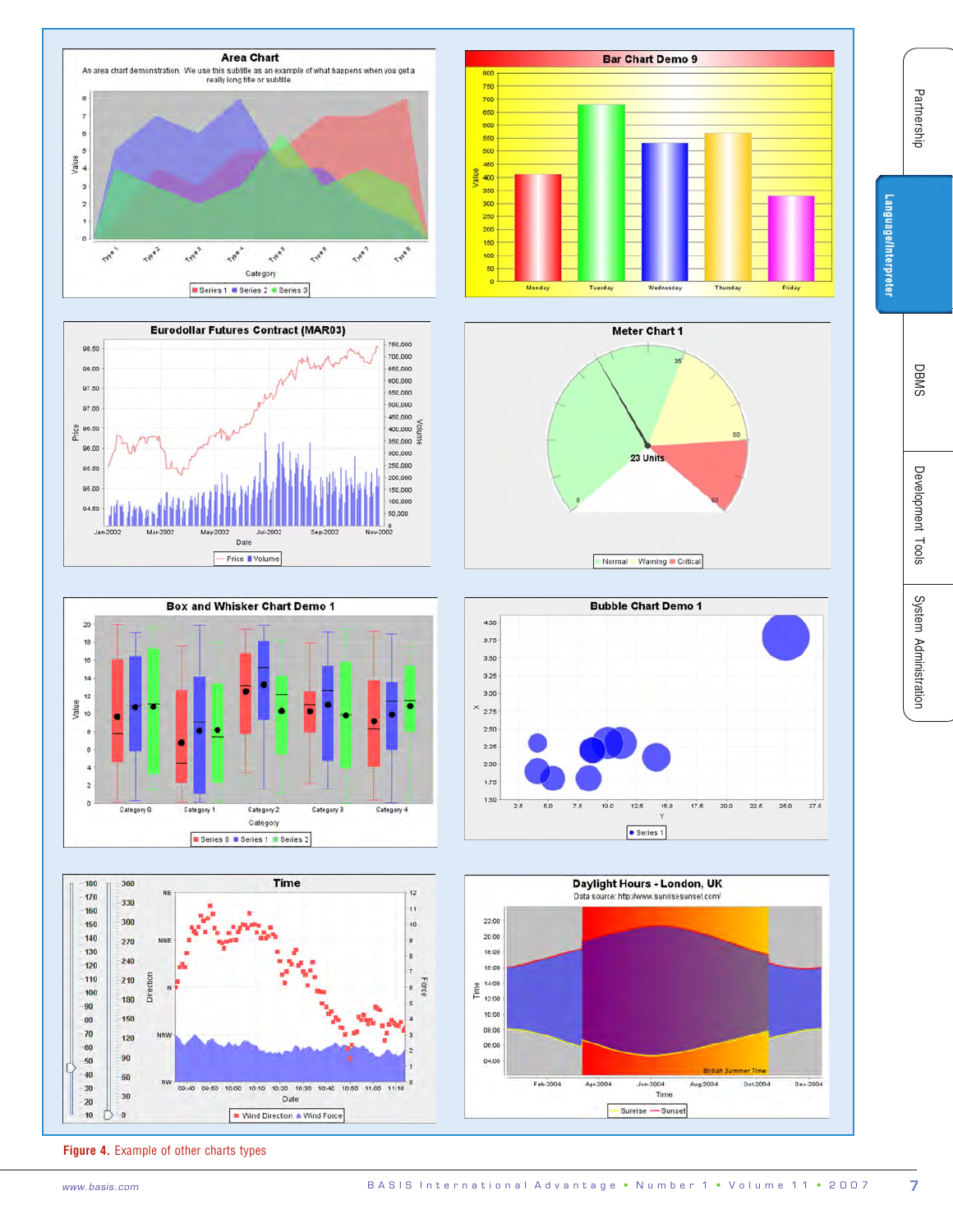## Area Chart

An area chart demonstration. We use this subtitle as an example of what happens when you get a really long title or subtitle.

Value

0
1
2
3
4
5
6
7
8

Type 1
Type 2
Type 3
Type 4
Type 5
Type 6
Type 7
Type 8

Category

Series 1 Series 2 Series 3

## Bar Chart Demo 9

Value

0
50
100
150
200
250
300
350
400
450
500
550
600
650
700
750
800

Monday
Tuesday
Wednesday
Thursday
Friday

## Eurodollar Futures Contract (MAR03)

Price

95.50
96.00
96.50
97.00
97.50
98.00
98.50

Volume

0
50,000
100,000
150,000
200,000
250,000
300,000
350,000
400,000
450,000
500,000
550,000
600,000
650,000
700,000
750,000

Jan-2002
Mar-2002
May-2002
Jul-2002
Sep-2002
Nov-2002

Date

Price Volume

## Meter Chart 1

0
35
50
60

23 Units

Normal Warning Critical

## Box and Whisker Chart Demo 1

Value

0
2
4
6
8
10
12
14
16
18
20

Category 0
Category 1
Category 2
Category 3
Category 4

Category

Series 0 Series 1 Series 2

## Bubble Chart Demo 1

X

1.50
1.75
2.00
2.25
2.50
2.75
3.00
3.25
3.50
3.75
4.00

2.5
5.0
7.5
10.0
12.5
15.0
17.5
20.0
22.5
25.0
27.5

Y

Series 1

## Time

180
170
160
150
140
130
120
110
100
90
80
70
60
50
40
30
20
10

Direction

0
30
60
90
120
150
180
210
240
270
300
330
360

NW
NNW
N
NNE
NE

Force

0
1
2
3
4
5
6
7
8
9
10
11
12

09:40
09:50
10:00
10:10
10:20
10:30
10:40
10:50
11:00
11:10

Date

Wind Direction Wind Force

## Daylight Hours - London, UK

Data source: http://www.sunrisesunset.com/

Time

04:00
06:00
08:00
10:00
12:00
14:00
16:00
18:00
20:00
22:00

British Summer Time

Feb-2004
Apr-2004
Jun-2004
Aug-2004
Oct-2004
Dec-2004

Time

Sunrise Sunset

**Figure 4.** Example of other charts types